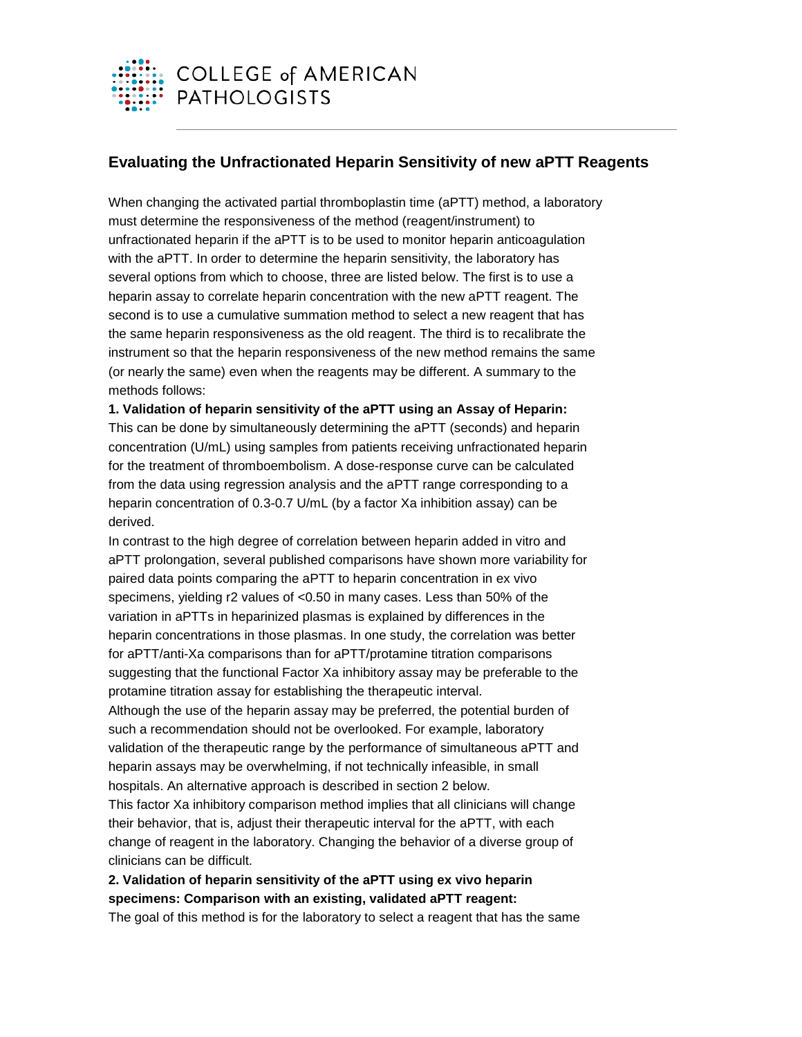COLLEGE of AMERICAN PATHOLOGISTS

## Evaluating the Unfractionated Heparin Sensitivity of new aPTT Reagents

When changing the activated partial thromboplastin time (aPTT) method, a laboratory must determine the responsiveness of the method (reagent/instrument) to unfractionated heparin if the aPTT is to be used to monitor heparin anticoagulation with the aPTT. In order to determine the heparin sensitivity, the laboratory has several options from which to choose, three are listed below. The first is to use a heparin assay to correlate heparin concentration with the new aPTT reagent. The second is to use a cumulative summation method to select a new reagent that has the same heparin responsiveness as the old reagent. The third is to recalibrate the instrument so that the heparin responsiveness of the new method remains the same (or nearly the same) even when the reagents may be different. A summary to the methods follows:

**1. Validation of heparin sensitivity of the aPTT using an Assay of Heparin:**

This can be done by simultaneously determining the aPTT (seconds) and heparin concentration (U/mL) using samples from patients receiving unfractionated heparin for the treatment of thromboembolism. A dose-response curve can be calculated from the data using regression analysis and the aPTT range corresponding to a heparin concentration of 0.3-0.7 U/mL (by a factor Xa inhibition assay) can be derived.

In contrast to the high degree of correlation between heparin added in vitro and aPTT prolongation, several published comparisons have shown more variability for paired data points comparing the aPTT to heparin concentration in ex vivo specimens, yielding $r^2$ values of <0.50 in many cases. Less than 50% of the variation in aPTTs in heparinized plasmas is explained by differences in the heparin concentrations in those plasmas. In one study, the correlation was better for aPTT/anti-Xa comparisons than for aPTT/protamine titration comparisons suggesting that the functional Factor Xa inhibitory assay may be preferable to the protamine titration assay for establishing the therapeutic interval.

Although the use of the heparin assay may be preferred, the potential burden of such a recommendation should not be overlooked. For example, laboratory validation of the therapeutic range by the performance of simultaneous aPTT and heparin assays may be overwhelming, if not technically infeasible, in small hospitals. An alternative approach is described in section 2 below.

This factor Xa inhibitory comparison method implies that all clinicians will change their behavior, that is, adjust their therapeutic interval for the aPTT, with each change of reagent in the laboratory. Changing the behavior of a diverse group of clinicians can be difficult.

**2. Validation of heparin sensitivity of the aPTT using ex vivo heparin specimens: Comparison with an existing, validated aPTT reagent:**

The goal of this method is for the laboratory to select a reagent that has the same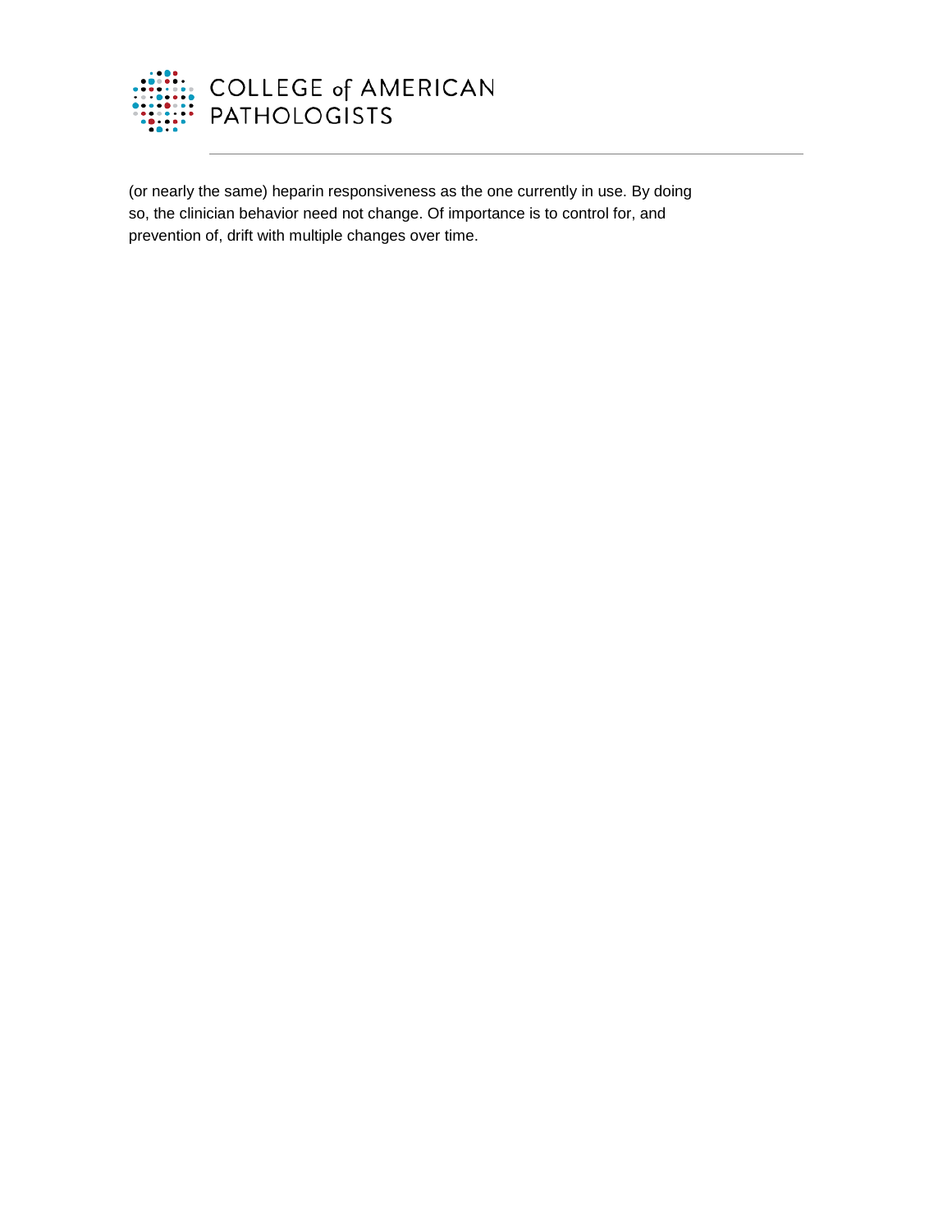(or nearly the same) heparin responsiveness as the one currently in use. By doing so, the clinician behavior need not change. Of importance is to control for, and prevention of, drift with multiple changes over time.